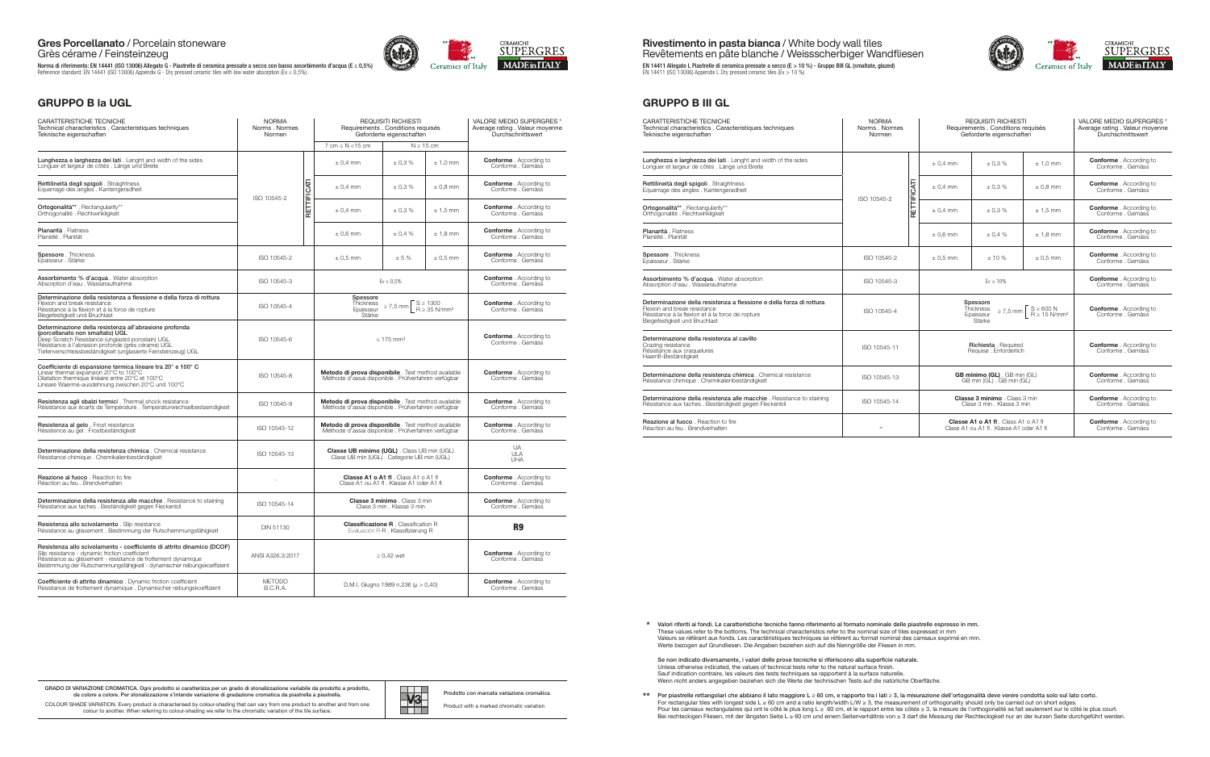# Gres Porcellanato / Porcelain stoneware
Grès cérame / Feinsteinzeug

**Norma di riferimento: EN 14441 (ISO 13006) Allegato G - Piastrelle di ceramica pressate a secco con basso assorbimento d'acqua (E ≤ 0,5%)**
Reference standard: EN 14441 (ISO 13006) Appendix G - Dry pressed ceramic tiles with low water absorption (Ev ≤ 0,5%) .

## GRUPPO B Ia UGL

| CARATTERISTICHE TECNICHE<br>Technical characteristics . Caracteristiques techniques<br>Teknische eigenschaften | NORMA<br>Norms . Normes<br>Normen | | REQUISITI RICHIESTI<br>Requirements . Conditions requisés<br>Geforderte eigenschaften | | | VALORE MEDIO SUPERGRES *<br>Average rating . Valeur moyenne<br>Durchschnittswert |
|---|---|---|---|---|---|---|
| | | | 7 cm ≤ N <15 cm | N ≥ 15 cm | | |
| **Lunghezza e larghezza dei lati** . Lenght and width of the sides<br>Longuer et largeur de côtés . Länge und Breite | ISO 10545-2 | RETTIFICATI | ± 0,4 mm | ± 0,3 % | ± 1,0 mm | **Conforme** . According to<br>Conforme . Gemäss |
| **Rettilineità degli spigoli** . Straightness<br>Equerrage des angles . Kantengeradheit | | | ± 0,4 mm | ± 0,3 % | ± 0,8 mm | **Conforme** . According to<br>Conforme . Gemäss |
| **Ortogonalità**** . Rectangularity**<br>Orthogonalité . Rechtwinkligkeit | | | ± 0,4 mm | ± 0,3 % | ± 1,5 mm | **Conforme** . According to<br>Conforme . Gemäss |
| **Planarità** . Flatness<br>Planéité . Planität | | | ± 0,6 mm | ± 0,4 % | ± 1,8 mm | **Conforme** . According to<br>Conforme . Gemäss |
| **Spessore** . Thickness<br>Epaisseur . Stärke | ISO 10545-2 | | ± 0,5 mm | ± 5 % | ± 0,5 mm | **Conforme** . According to<br>Conforme . Gemäss |
| **Assorbimento % d'acqua** . Water absorption<br>Absorption d'eau . Wasseraufnahme | ISO 10545-3 | | Ev ≤ 0,5% | | | **Conforme** . According to<br>Conforme . Gemäss |
| **Determinazione della resistenza a flessione e della forza di rottura**<br>Flexion and break resistance<br>Résistance à la flexion et à la force de rupture<br>Biegefestigkeit und Bruchlast | ISO 10545-4 | | Spessore / Thickness / Epaisseur / Stärke ≥ 7,5 mm: S ≥ 1300, R ≥ 35 N/mm² | | | **Conforme** . According to<br>Conforme . Gemäss |
| **Determinazione della resistenza all'abrasione profonda (porcellanato non smaltato) UGL**<br>Deep Scratch Resistance (unglazed porcelain) UGL<br>Résistance à l'abrasion profonde (grès cérame) UGL<br>Tiefenverschleissbeständigkeit (unglasierte Feinsteinzeug) UGL | ISO 10545-6 | | ≤ 175 mm³ | | | **Conforme** . According to<br>Conforme . Gemäss |
| **Coefficiente di espansione termica lineare tra 20° e 100° C**<br>Linear thermal expansion 20°C to 100°C<br>Dilatation thermique linéaire entre 20°C et 100°C<br>Lineare Waerme-ausdehnung zwischen 20°C und 100°C | ISO 10545-8 | | **Metodo di prova disponibile** . Test method available<br>Méthode d'assai disponible . Prüfverfahren verfügbar | | | **Conforme** . According to<br>Conforme . Gemäss |
| **Resistenza agli sbalzi termici** . Thermal shock resistance<br>Résistance aux écarts de Température . Temperaturwechselbestaendigkeit | ISO 10545-9 | | **Metodo di prova disponibile** . Test method available<br>Méthode d'assai disponible . Prüfverfahren verfügbar | | | **Conforme** . According to<br>Conforme . Gemäss |
| **Resistenza al gelo** . Frost resistance<br>Résistance au gel . Frostbeständigkeit | ISO 10545-12 | | **Metodo di prova disponibile** . Test method available<br>Méthode d'assai disponible . Prüfverfahren verfügbar | | | **Conforme** . According to<br>Conforme . Gemäss |
| **Determinazione della resistenza chimica** . Chemical resistance<br>Résistance chimique . Chemikalienbeständigkeit | ISO 10545-13 | | **Classe UB minimo (UGL)** . Class UB min (UGL)<br>Classe UB min (UGL) . Categorie UB min (UGL) | | | UA<br>ULA<br>UHA |
| **Reazione al fuoco** . Reaction to fire<br>Réaction au feu . Brendverhalten | - | | **Classe A1 o A1 fl** . Class A1 o A1 fl<br>Clase A1 ou A1 fl . Klasse A1 oder A1 fl | | | **Conforme** . According to<br>Conforme . Gemäss |
| **Determinazione della resistenza alle macchie** . Resistance to staining<br>Résistance aux taches . Beständigkeit gegen Fleckenbil | ISO 10545-14 | | **Classe 3 minimo** . Class 3 min<br>Classe 3 min . Klasse 3 min | | | **Conforme** . According to<br>Conforme . Gemäss |
| **Resistenza allo scivolamento** . Slip resistance<br>Résistance au glissement . Bestimmung der Rutschemmungsfähigkeit | DIN 51130 | | **Classificazione R** . Classification R<br>Evaluación R R . Klassifizierung R | | | **R9** |
| **Resistenza allo scivolamento - coefficiente di attrito dinamico (DCOF)**<br>Slip resistance - dynamic friction coefficient<br>Résistance au glissement - resistance de frottement dynamique<br>Bestimmung der Rutschemmungsfähigkeit - dynamischer reibungskoeffizient | ANSI A326.3:2017 | | ≥ 0,42 wet | | | **Conforme** . According to<br>Conforme . Gemäss |
| **Coefficiente di attrito dinamico** . Dynamic friction coefficient<br>Resistance de frottement dynamique . Dynamischer reibungskoeffizient | METODO B.C.R.A. | | D.M.I. Giugno 1989 n.236 (μ > 0,40) | | | **Conforme** . According to<br>Conforme . Gemäss |

**GRADO DI VARIAZIONE CROMATICA. Ogni prodotto si caratterizza per un grado di stonalizzazione variabile da prodotto a prodotto, da colore a colore. Per stonalizzazione s'intende variazione di gradazione cromatica da piastrella a piastrella.**
COLOUR SHADE VARIATION. Every product is characterised by colour-shading that can vary from one product to another and from one colour to another. When referring to colour-shading we refer to the chromatic variation of the tile surface.

V3 — **Prodotto con marcata variazione cromatica**
Product with a marked chromatic variation

# Rivestimento in pasta bianca / White body wall tiles
Revêtements en pâte blanche / Weissscherbiger Wandfliesen

**EN 14411 Allegato L Piastrelle di ceramica pressate a secco (E > 10 %) - Gruppo BIII GL (smaltate, glazed)**
EN 14411 (ISO 13006) Appendix L Dry pressed ceramic tiles (Ev > 10 %)

## GRUPPO B III GL

| CARATTERISTICHE TECNICHE<br>Technical characteristics . Caracteristiques techniques<br>Teknische eigenschaften | NORMA<br>Norms . Normes<br>Normen | | REQUISITI RICHIESTI<br>Requirements . Conditions requisés<br>Geforderte eigenschaften | | | VALORE MEDIO SUPERGRES *<br>Average rating . Valeur moyenne<br>Durchschnittswert |
|---|---|---|---|---|---|---|
| **Lunghezza e larghezza dei lati** . Lenght and width of the sides<br>Longuer et largeur de côtés . Länge und Breite | ISO 10545-2 | RETTIFICATI | ± 0,4 mm | ± 0,3 % | ± 1,0 mm | **Conforme** . According to<br>Conforme . Gemäss |
| **Rettilineità degli spigoli** . Straightness<br>Equerrage des angles . Kantengeradheit | | | ± 0,4 mm | ± 0,3 % | ± 0,8 mm | **Conforme** . According to<br>Conforme . Gemäss |
| **Ortogonalità**** . Rectangularity**<br>Orthogonalité . Rechtwinkligkeit | | | ± 0,4 mm | ± 0,3 % | ± 1,5 mm | **Conforme** . According to<br>Conforme . Gemäss |
| **Planarità** . Flatness<br>Planéité . Planität | | | ± 0,6 mm | ± 0,4 % | ± 1,8 mm | **Conforme** . According to<br>Conforme . Gemäss |
| **Spessore** . Thickness<br>Epaisseur . Stärke | ISO 10545-2 | | ± 0,5 mm | ± 10 % | ± 0,5 mm | **Conforme** . According to<br>Conforme . Gemäss |
| **Assorbimento % d'acqua** . Water absorption<br>Absorption d'eau . Wasseraufnahme | ISO 10545-3 | | Ev > 10% | | | **Conforme** . According to<br>Conforme . Gemäss |
| **Determinazione della resistenza a flessione e della forza di rottura**<br>Flexion and break resistance<br>Résistance à la flexion et à la force de rupture<br>Biegefestigkeit und Bruchlast | ISO 10545-4 | | Spessore / Thickness / Epaisseur / Stärke ≥ 7,5 mm: S ≥ 600 N, R ≥ 15 N/mm² | | | **Conforme** . According to<br>Conforme . Gemäss |
| **Determinazione della resistenza al cavillo**<br>Crazing resistance<br>Résistance aux craquelures<br>Haarriß-Beständigkeit | ISO 10545-11 | | **Richiesta** . Required<br>Requise . Enforderlich | | | **Conforme** . According to<br>Conforme . Gemäss |
| **Determinazione della resistenza chimica** . Chemical resistance<br>Résistance chimique . Chemikalienbeständigkeit | ISO 10545-13 | | **GB minimo (GL)** . GB min (GL)<br>GB min (GL) . GB min (GL) | | | **Conforme** . According to<br>Conforme . Gemäss |
| **Determinazione della resistenza alle macchie** . Resistance to staining<br>Résistance aux taches . Beständigkeit gegen Fleckenbil | ISO 10545-14 | | **Classe 3 minimo** . Class 3 min<br>Classe 3 min . Klasse 3 min | | | **Conforme** . According to<br>Conforme . Gemäss |
| **Reazione al fuoco** . Reaction to fire<br>Réaction au feu . Brendverhalten | - | | **Classe A1 o A1 fl** . Class A1 o A1 fl<br>Clase A1 ou A1 fl . Klasse A1 oder A1 fl | | | **Conforme** . According to<br>Conforme . Gemäss |

\* **Valori riferiti ai fondi. Le caratteristiche tecniche fanno riferimento al formato nominale delle piastrelle espresso in mm.**
These values refer to the bottoms. The technical characteristics refer to the nominal size of tiles expressed in mm
Valeurs se référant aux fonds. Les caractéristiques techniques se réfèrent au format nominal des carreaux exprimé en mm.
Werte bezogen auf Grundliesen. Die Angaben beziehen sich auf die Nenngröße der Fliesen in mm.

**Se non indicato diversamente, i valori delle prove tecniche si riferiscono alla superficie naturale.**
Unless otherwise indicated, the values of technical tests refer to the natural surface finish.
Sauf indication contraire, les valeurs des tests techniques se rapportent à la surface naturelle.
Wenn nicht anders angegeben beziehen sich die Werte der technischen Tests auf die natürliche Oberfläche.

\*\* **Per piastrelle rettangolari che abbiano il lato maggiore L ≥ 60 cm, e rapporto tra i lati ≥ 3, la misurazione dell'ortogonalità deve venire condotta solo sul lato corto.**
For rectangular tiles with longest side L ≥ 60 cm and a ratio length/width L/W ≥ 3, the measurement of orthogonality should only be carried out on short edges.
Pour les carreaux rectangulaires qui ont le côté le plus long L ≥ 60 cm, et le rapport entre les côtés ≥ 3, la mesure de l'orthogonalité se fait seulement sur le côté le plus court.
Bei rechteckigen Fliesen, mit der längsten Seite L ≥ 60 cm und einem Seitenverhältnis von ≥ 3 darf die Messung der Rechteckigkeit nur an der kurzen Seite durchgeführt werden.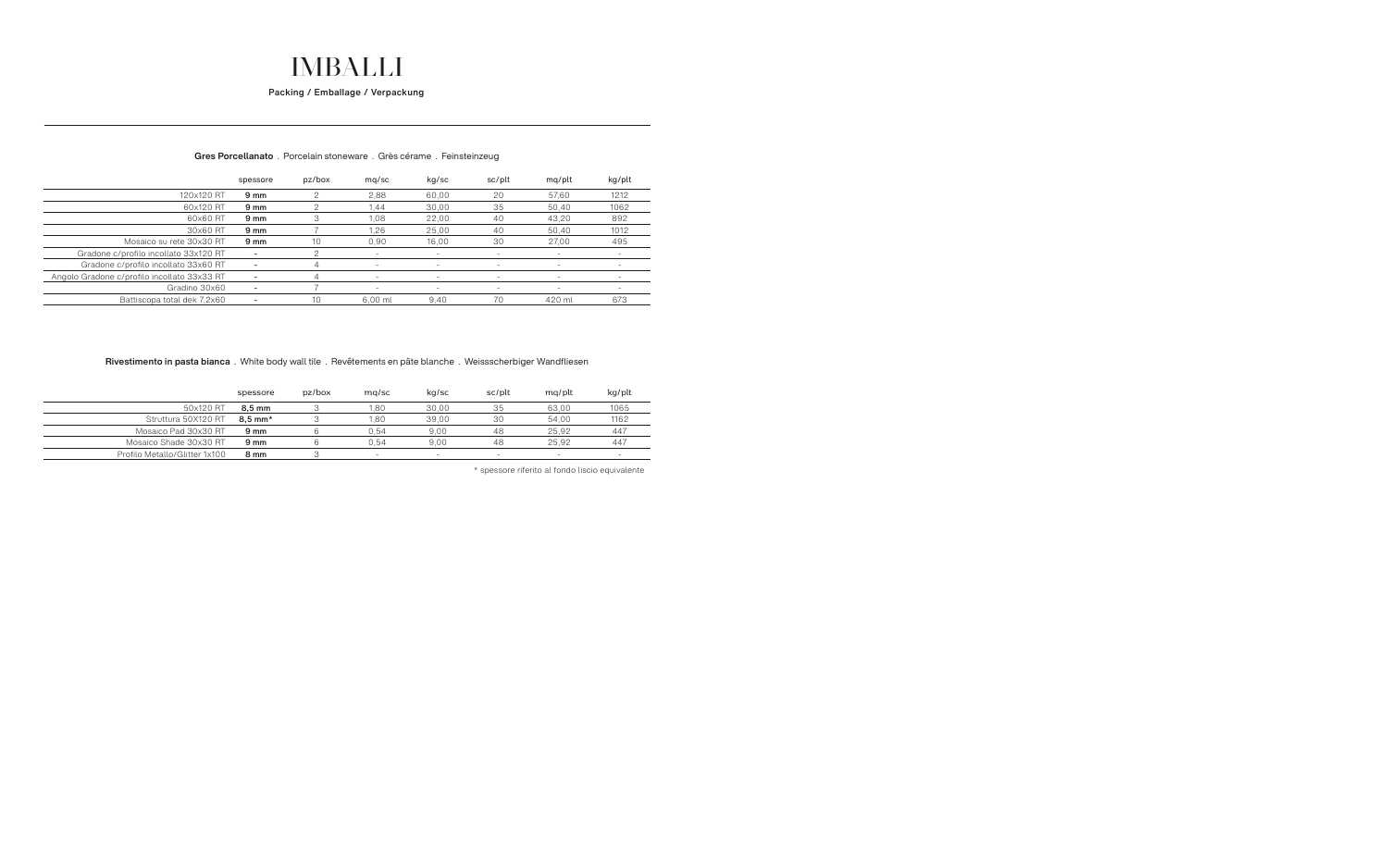# IMBALLI

**Packing / Emballage / Verpackung**

**Gres Porcellanato** . Porcelain stoneware . Grès cérame . Feinsteinzeug

| | spessore | pz/box | mq/sc | kg/sc | sc/plt | mq/plt | kg/plt |
|---|---|---|---|---|---|---|---|
| 120x120 RT | **9 mm** | 2 | 2,88 | 60,00 | 20 | 57,60 | 1212 |
| 60x120 RT | **9 mm** | 2 | 1,44 | 30,00 | 35 | 50,40 | 1062 |
| 60x60 RT | **9 mm** | 3 | 1,08 | 22,00 | 40 | 43,20 | 892 |
| 30x60 RT | **9 mm** | 7 | 1,26 | 25,00 | 40 | 50,40 | 1012 |
| Mosaico su rete 30x30 RT | **9 mm** | 10 | 0,90 | 16,00 | 30 | 27,00 | 495 |
| Gradone c/profilo incollato 33x120 RT | - | 2 | - | - | - | - | - |
| Gradone c/profilo incollato 33x60 RT | - | 4 | - | - | - | - | - |
| Angolo Gradone c/profilo incollato 33x33 RT | - | 4 | - | - | - | - | - |
| Gradino 30x60 | - | 7 | - | - | - | - | - |
| Battiscopa total dek 7,2x60 | - | 10 | 6,00 ml | 9,40 | 70 | 420 ml | 673 |

**Rivestimento in pasta bianca** . White body wall tile . Revêtements en pâte blanche . Weissscherbiger Wandfliesen

| | spessore | pz/box | mq/sc | kg/sc | sc/plt | mq/plt | kg/plt |
|---|---|---|---|---|---|---|---|
| 50x120 RT | **8,5 mm** | 3 | 1,80 | 30,00 | 35 | 63,00 | 1065 |
| Struttura 50X120 RT | **8,5 mm*** | 3 | 1,80 | 39,00 | 30 | 54,00 | 1162 |
| Mosaico Pad 30x30 RT | **9 mm** | 6 | 0,54 | 9,00 | 48 | 25,92 | 447 |
| Mosaico Shade 30x30 RT | **9 mm** | 6 | 0,54 | 9,00 | 48 | 25,92 | 447 |
| Profilo Metallo/Glitter 1x100 | **8 mm** | 3 | - | - | - | - | - |

* spessore riferito al fondo liscio equivalente